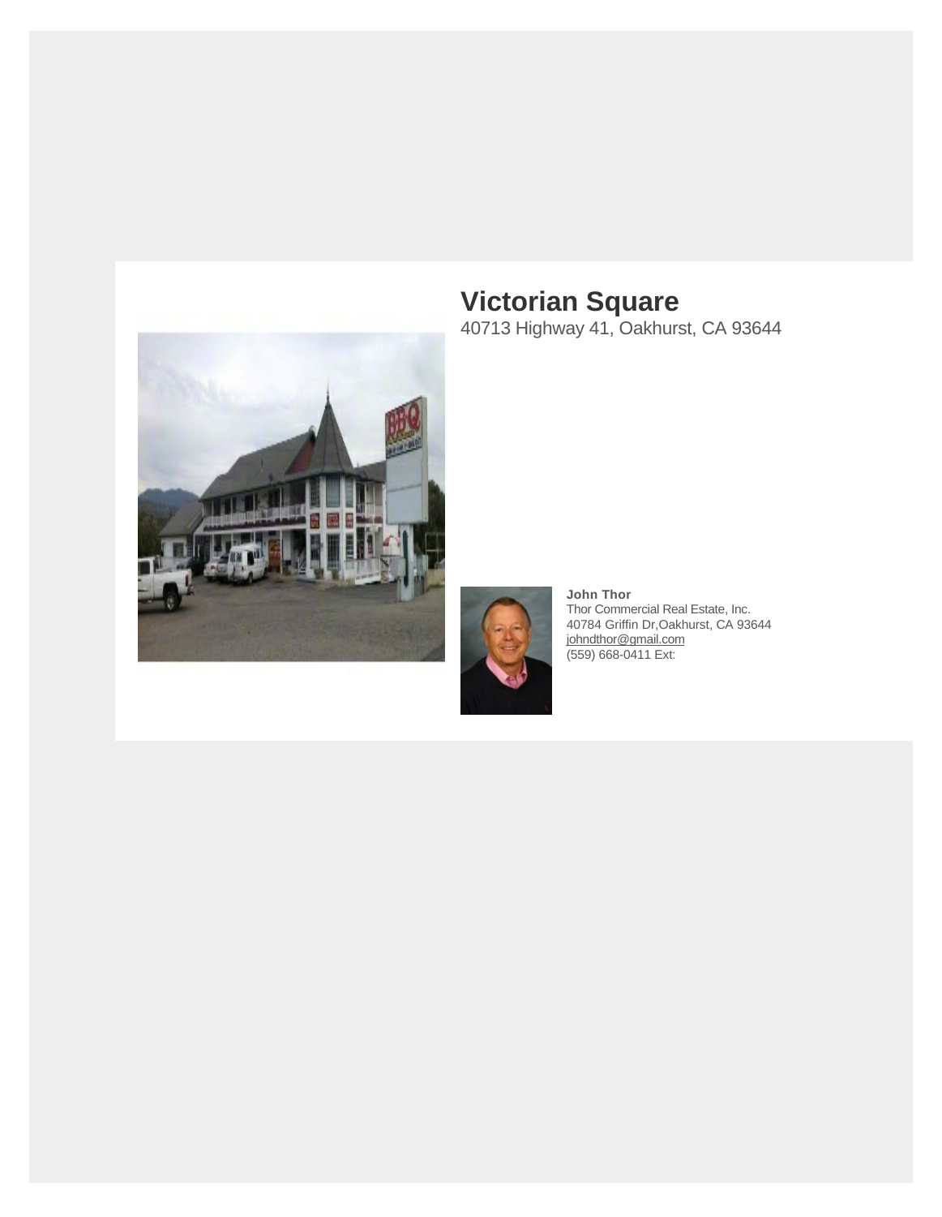# Victorian Square

40713 Highway 41, Oakhurst, CA 93644

**John Thor**
Thor Commercial Real Estate, Inc.
40784 Griffin Dr,Oakhurst, CA 93644
johndthor@gmail.com
(559) 668-0411 Ext: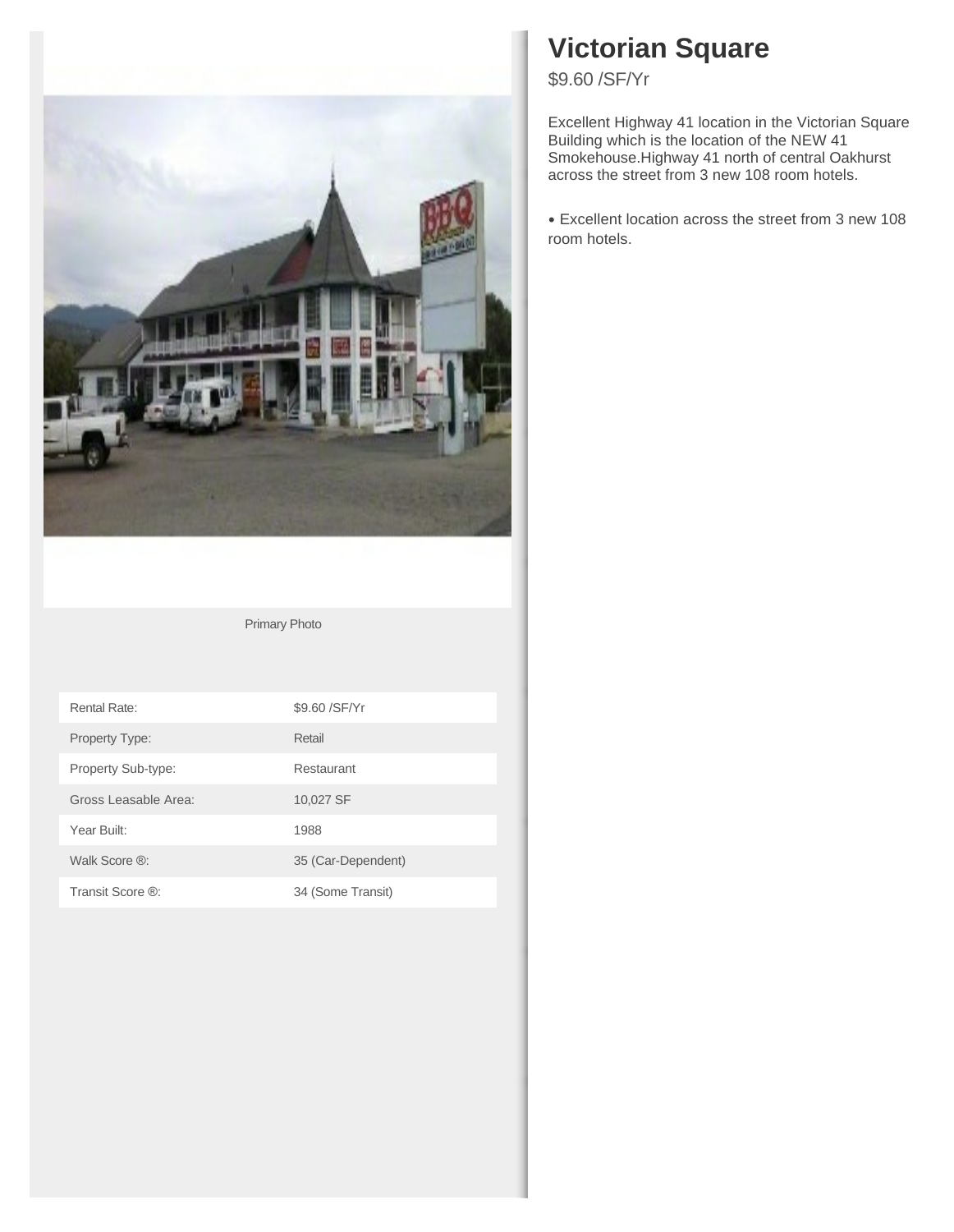# Victorian Square

$9.60 /SF/Yr

Excellent Highway 41 location in the Victorian Square Building which is the location of the NEW 41 Smokehouse.Highway 41 north of central Oakhurst across the street from 3 new 108 room hotels.

- Excellent location across the street from 3 new 108 room hotels.

Primary Photo

| | |
|---|---|
| Rental Rate: | $9.60 /SF/Yr |
| Property Type: | Retail |
| Property Sub-type: | Restaurant |
| Gross Leasable Area: | 10,027 SF |
| Year Built: | 1988 |
| Walk Score ®: | 35 (Car-Dependent) |
| Transit Score ®: | 34 (Some Transit) |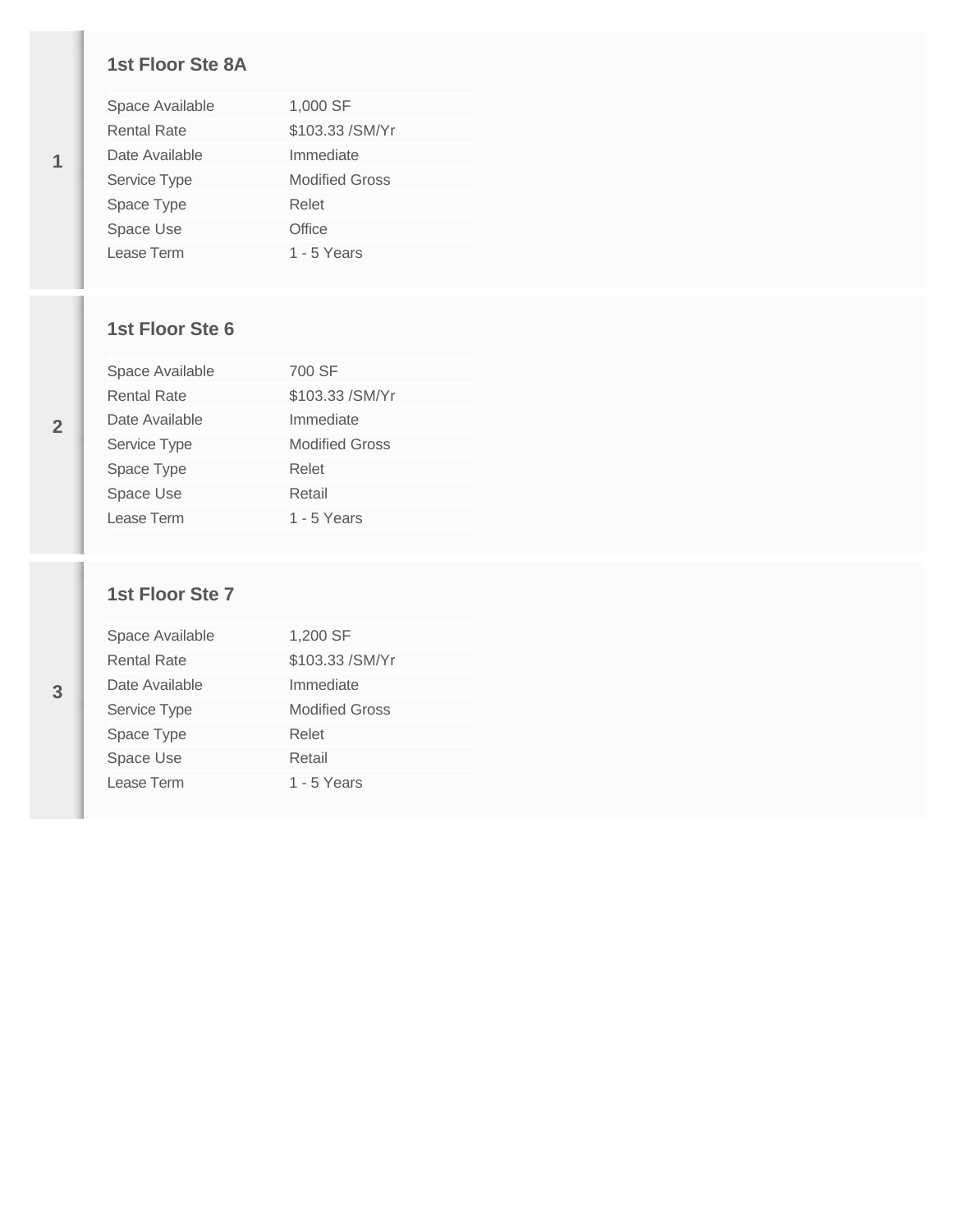**1**

### 1st Floor Ste 8A

| | |
|---|---|
| Space Available | 1,000 SF |
| Rental Rate | $103.33 /SM/Yr |
| Date Available | Immediate |
| Service Type | Modified Gross |
| Space Type | Relet |
| Space Use | Office |
| Lease Term | 1 - 5 Years |

**2**

### 1st Floor Ste 6

| | |
|---|---|
| Space Available | 700 SF |
| Rental Rate | $103.33 /SM/Yr |
| Date Available | Immediate |
| Service Type | Modified Gross |
| Space Type | Relet |
| Space Use | Retail |
| Lease Term | 1 - 5 Years |

**3**

### 1st Floor Ste 7

| | |
|---|---|
| Space Available | 1,200 SF |
| Rental Rate | $103.33 /SM/Yr |
| Date Available | Immediate |
| Service Type | Modified Gross |
| Space Type | Relet |
| Space Use | Retail |
| Lease Term | 1 - 5 Years |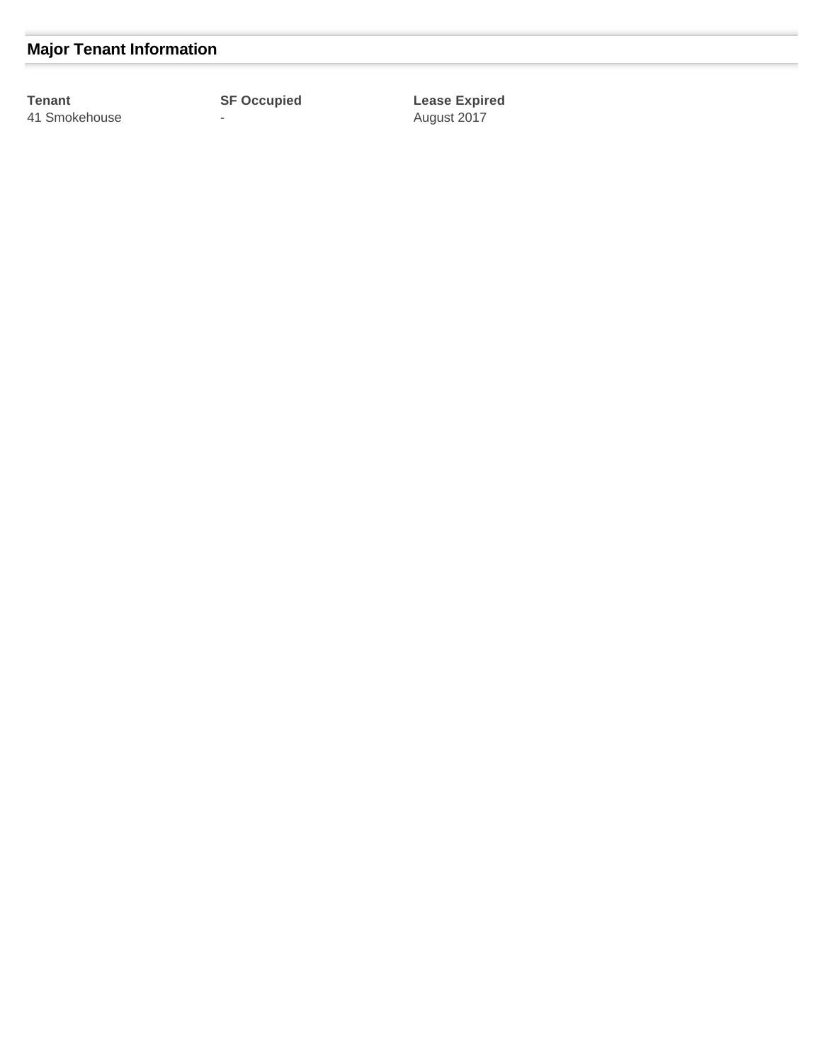## Major Tenant Information

| Tenant | SF Occupied | Lease Expired |
| --- | --- | --- |
| 41 Smokehouse | - | August 2017 |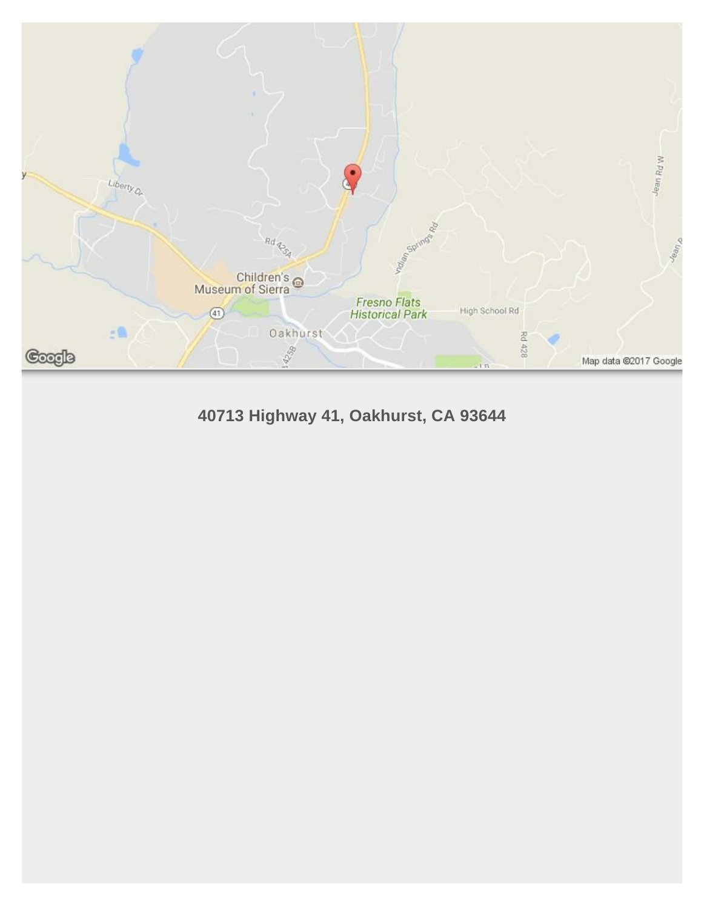**40713 Highway 41, Oakhurst, CA 93644**